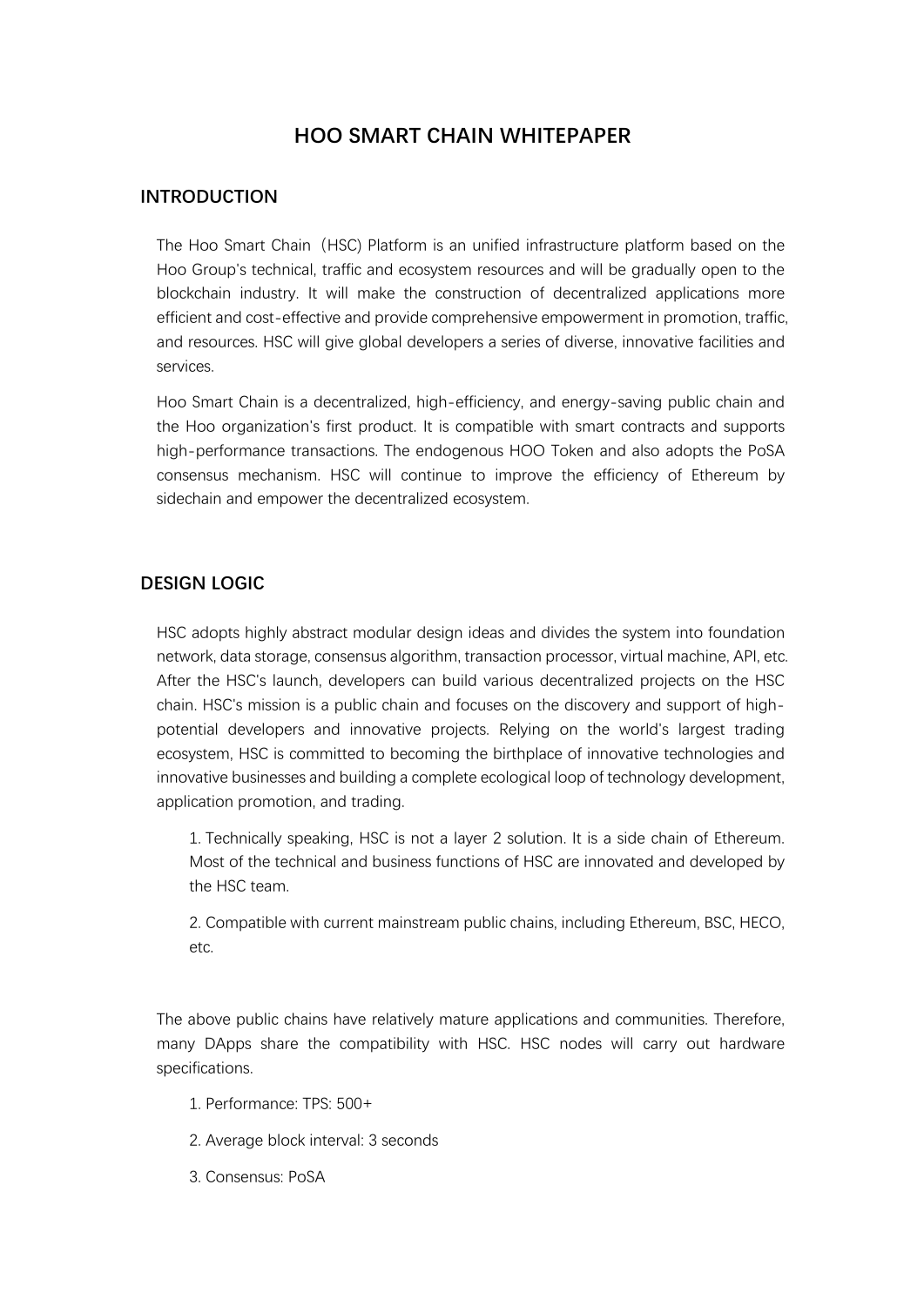# HOO SMART CHAIN WHITEPAPER

## INTRODUCTION

The Hoo Smart Chain（HSC) Platform is an unified infrastructure platform based on the Hoo Group's technical, traffic and ecosystem resources and will be gradually open to the blockchain industry. It will make the construction of decentralized applications more efficient and cost-effective and provide comprehensive empowerment in promotion, traffic, and resources. HSC will give global developers a series of diverse, innovative facilities and services.

Hoo Smart Chain is a decentralized, high-efficiency, and energy-saving public chain and the Hoo organization's first product. It is compatible with smart contracts and supports high-performance transactions. The endogenous HOO Token and also adopts the PoSA consensus mechanism. HSC will continue to improve the efficiency of Ethereum by sidechain and empower the decentralized ecosystem.

## DESIGN LOGIC

HSC adopts highly abstract modular design ideas and divides the system into foundation network, data storage, consensus algorithm, transaction processor, virtual machine, API, etc. After the HSC's launch, developers can build various decentralized projects on the HSC chain. HSC's mission is a public chain and focuses on the discovery and support of high-potential developers and innovative projects. Relying on the world's largest trading ecosystem, HSC is committed to becoming the birthplace of innovative technologies and innovative businesses and building a complete ecological loop of technology development, application promotion, and trading.

1. Technically speaking, HSC is not a layer 2 solution. It is a side chain of Ethereum. Most of the technical and business functions of HSC are innovated and developed by the HSC team.
2. Compatible with current mainstream public chains, including Ethereum, BSC, HECO, etc.

The above public chains have relatively mature applications and communities. Therefore, many DApps share the compatibility with HSC. HSC nodes will carry out hardware specifications.

1. Performance: TPS: 500+
2. Average block interval: 3 seconds
3. Consensus: PoSA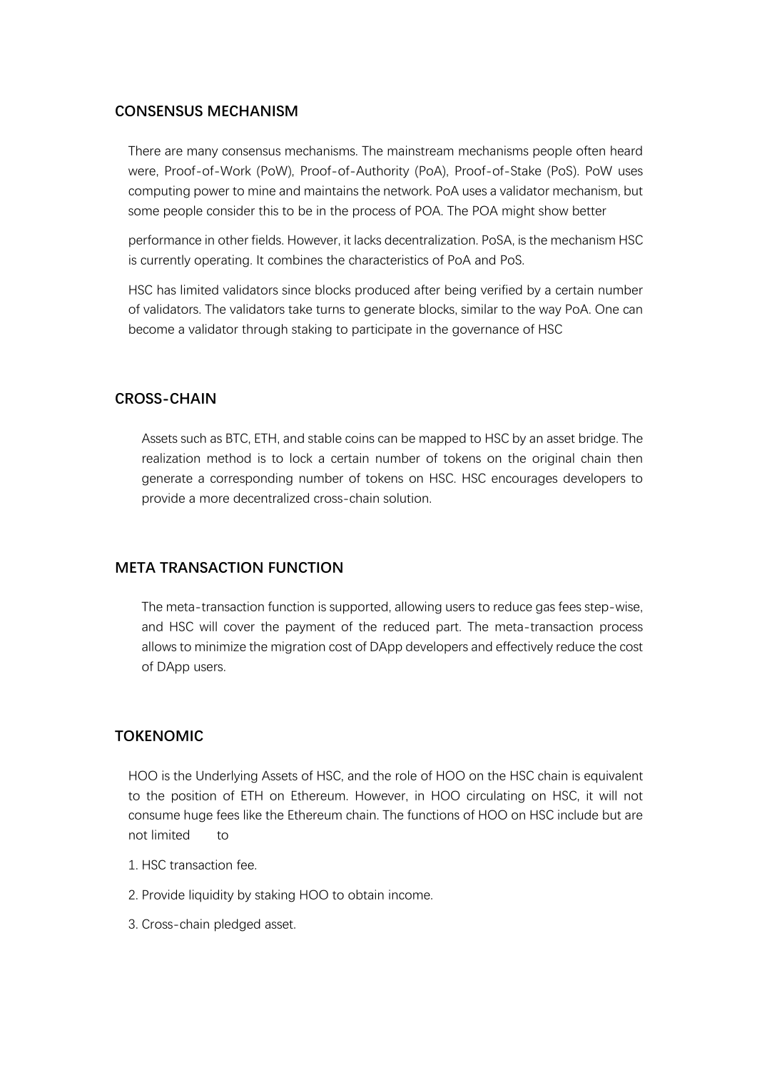## CONSENSUS MECHANISM

There are many consensus mechanisms. The mainstream mechanisms people often heard were, Proof-of-Work (PoW), Proof-of-Authority (PoA), Proof-of-Stake (PoS). PoW uses computing power to mine and maintains the network. PoA uses a validator mechanism, but some people consider this to be in the process of POA. The POA might show better performance in other fields. However, it lacks decentralization. PoSA, is the mechanism HSC is currently operating. It combines the characteristics of PoA and PoS.

HSC has limited validators since blocks produced after being verified by a certain number of validators. The validators take turns to generate blocks, similar to the way PoA. One can become a validator through staking to participate in the governance of HSC

## CROSS-CHAIN

Assets such as BTC, ETH, and stable coins can be mapped to HSC by an asset bridge. The realization method is to lock a certain number of tokens on the original chain then generate a corresponding number of tokens on HSC. HSC encourages developers to provide a more decentralized cross-chain solution.

## META TRANSACTION FUNCTION

The meta-transaction function is supported, allowing users to reduce gas fees step-wise, and HSC will cover the payment of the reduced part. The meta-transaction process allows to minimize the migration cost of DApp developers and effectively reduce the cost of DApp users.

## TOKENOMIC

HOO is the Underlying Assets of HSC, and the role of HOO on the HSC chain is equivalent to the position of ETH on Ethereum. However, in HOO circulating on HSC, it will not consume huge fees like the Ethereum chain. The functions of HOO on HSC include but are not limited to

1. HSC transaction fee.
2. Provide liquidity by staking HOO to obtain income.
3. Cross-chain pledged asset.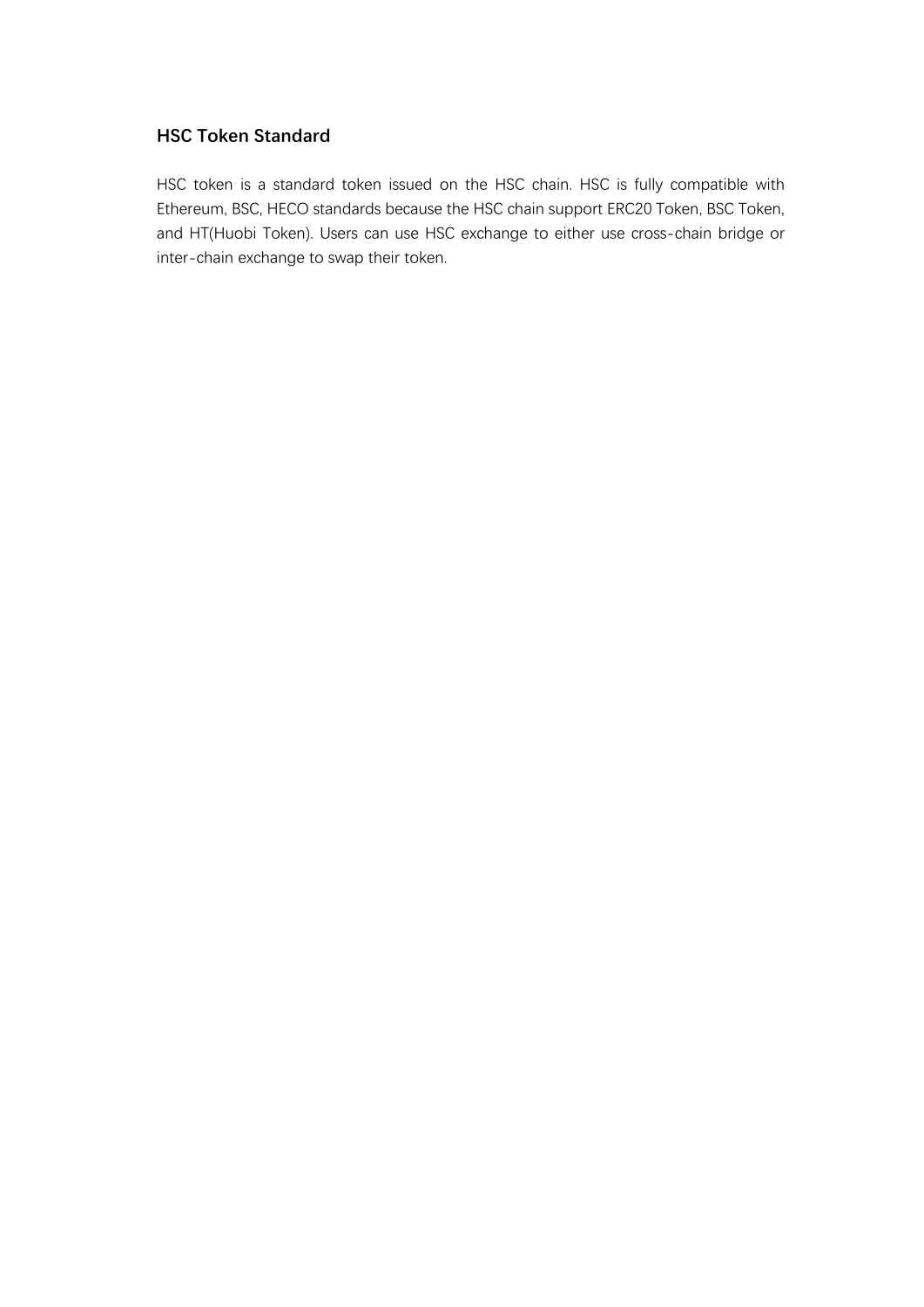### HSC Token Standard

HSC token is a standard token issued on the HSC chain. HSC is fully compatible with Ethereum, BSC, HECO standards because the HSC chain support ERC20 Token, BSC Token, and HT(Huobi Token). Users can use HSC exchange to either use cross-chain bridge or inter-chain exchange to swap their token.